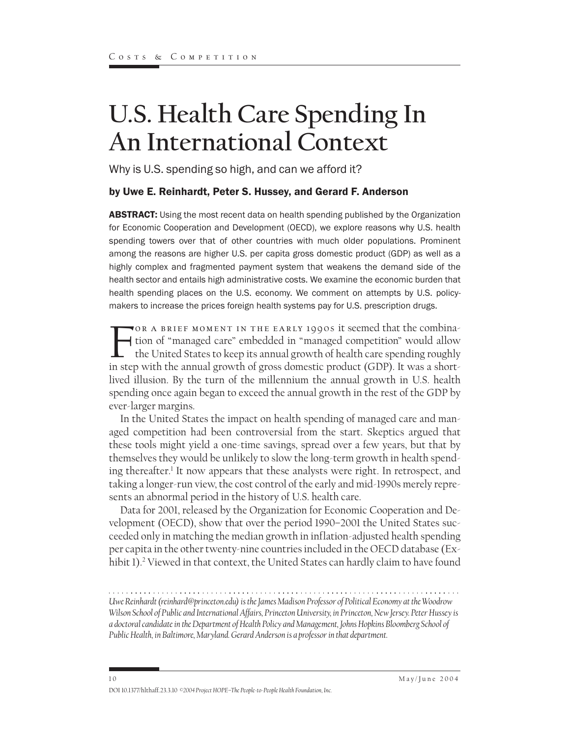# U.S. Health Care Spending In An International Context

Why is U.S. spending so high, and can we afford it?

**by Uwe E. Reinhardt, Peter S. Hussey, and Gerard F. Anderson**

**ABSTRACT:** Using the most recent data on health spending published by the Organization for Economic Cooperation and Development (OECD), we explore reasons why U.S. health spending towers over that of other countries with much older populations. Prominent among the reasons are higher U.S. per capita gross domestic product (GDP) as well as a highly complex and fragmented payment system that weakens the demand side of the health sector and entails high administrative costs. We examine the economic burden that health spending places on the U.S. economy. We comment on attempts by U.S. policymakers to increase the prices foreign health systems pay for U.S. prescription drugs.

For a brief moment in the early 1990s it seemed that the combination of "managed care" embedded in "managed competition" would allow the United States to keep its annual growth of health care spending roughly in step with the annual growth of gross domestic product (GDP). It was a short-lived illusion. By the turn of the millennium the annual growth in U.S. health spending once again began to exceed the annual growth in the rest of the GDP by ever-larger margins.

In the United States the impact on health spending of managed care and managed competition had been controversial from the start. Skeptics argued that these tools might yield a one-time savings, spread over a few years, but that by themselves they would be unlikely to slow the long-term growth in health spending thereafter.[1] It now appears that these analysts were right. In retrospect, and taking a longer-run view, the cost control of the early and mid-1990s merely represents an abnormal period in the history of U.S. health care.

Data for 2001, released by the Organization for Economic Cooperation and Development (OECD), show that over the period 1990–2001 the United States succeeded only in matching the median growth in inflation-adjusted health spending per capita in the other twenty-nine countries included in the OECD database (Exhibit 1).[2] Viewed in that context, the United States can hardly claim to have found

---

*Uwe Reinhardt (reinhard@princeton.edu) is the James Madison Professor of Political Economy at the Woodrow Wilson School of Public and International Affairs, Princeton University, in Princeton, New Jersey. Peter Hussey is a doctoral candidate in the Department of Health Policy and Management, Johns Hopkins Bloomberg School of Public Health, in Baltimore, Maryland. Gerard Anderson is a professor in that department.*

DOI 10.1377/hlthaff.23.3.10 ©2004 Project HOPE–The People-to-People Health Foundation, Inc.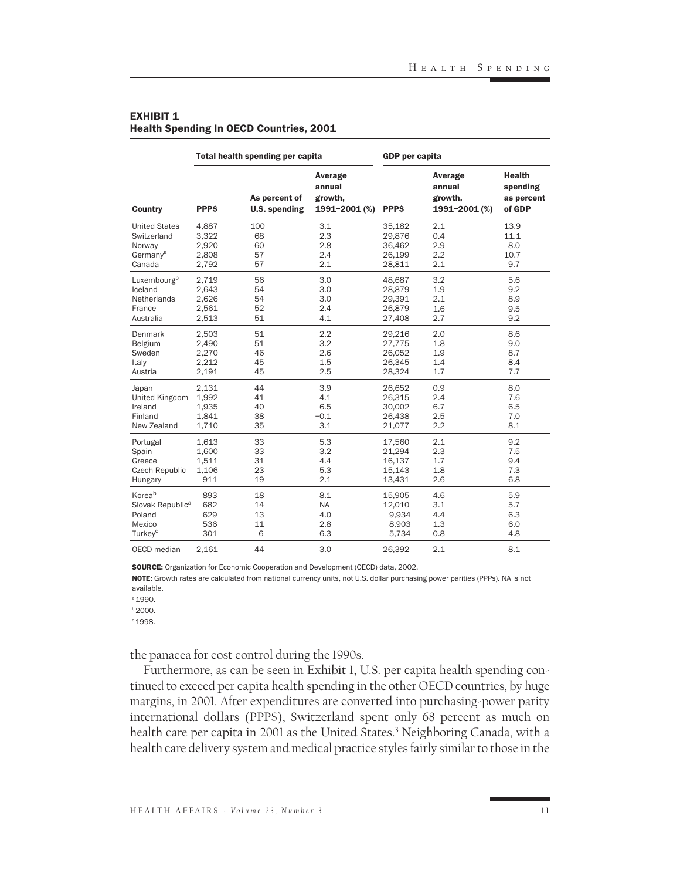**EXHIBIT 1**
**Health Spending In OECD Countries, 2001**

| | Total health spending per capita | | | GDP per capita | | |
|---|---|---|---|---|---|---|
| Country | PPP$ | As percent of U.S. spending | Average annual growth, 1991–2001 (%) | PPP$ | Average annual growth, 1991–2001 (%) | Health spending as percent of GDP |
| United States | 4,887 | 100 | 3.1 | 35,182 | 2.1 | 13.9 |
| Switzerland | 3,322 | 68 | 2.3 | 29,876 | 0.4 | 11.1 |
| Norway | 2,920 | 60 | 2.8 | 36,462 | 2.9 | 8.0 |
| Germany[a] | 2,808 | 57 | 2.4 | 26,199 | 2.2 | 10.7 |
| Canada | 2,792 | 57 | 2.1 | 28,811 | 2.1 | 9.7 |
| Luxembourg[b] | 2,719 | 56 | 3.0 | 48,687 | 3.2 | 5.6 |
| Iceland | 2,643 | 54 | 3.0 | 28,879 | 1.9 | 9.2 |
| Netherlands | 2,626 | 54 | 3.0 | 29,391 | 2.1 | 8.9 |
| France | 2,561 | 52 | 2.4 | 26,879 | 1.6 | 9.5 |
| Australia | 2,513 | 51 | 4.1 | 27,408 | 2.7 | 9.2 |
| Denmark | 2,503 | 51 | 2.2 | 29,216 | 2.0 | 8.6 |
| Belgium | 2,490 | 51 | 3.2 | 27,775 | 1.8 | 9.0 |
| Sweden | 2,270 | 46 | 2.6 | 26,052 | 1.9 | 8.7 |
| Italy | 2,212 | 45 | 1.5 | 26,345 | 1.4 | 8.4 |
| Austria | 2,191 | 45 | 2.5 | 28,324 | 1.7 | 7.7 |
| Japan | 2,131 | 44 | 3.9 | 26,652 | 0.9 | 8.0 |
| United Kingdom | 1,992 | 41 | 4.1 | 26,315 | 2.4 | 7.6 |
| Ireland | 1,935 | 40 | 6.5 | 30,002 | 6.7 | 6.5 |
| Finland | 1,841 | 38 | −0.1 | 26,438 | 2.5 | 7.0 |
| New Zealand | 1,710 | 35 | 3.1 | 21,077 | 2.2 | 8.1 |
| Portugal | 1,613 | 33 | 5.3 | 17,560 | 2.1 | 9.2 |
| Spain | 1,600 | 33 | 3.2 | 21,294 | 2.3 | 7.5 |
| Greece | 1,511 | 31 | 4.4 | 16,137 | 1.7 | 9.4 |
| Czech Republic | 1,106 | 23 | 5.3 | 15,143 | 1.8 | 7.3 |
| Hungary | 911 | 19 | 2.1 | 13,431 | 2.6 | 6.8 |
| Korea[b] | 893 | 18 | 8.1 | 15,905 | 4.6 | 5.9 |
| Slovak Republic[a] | 682 | 14 | NA | 12,010 | 3.1 | 5.7 |
| Poland | 629 | 13 | 4.0 | 9,934 | 4.4 | 6.3 |
| Mexico | 536 | 11 | 2.8 | 8,903 | 1.3 | 6.0 |
| Turkey[c] | 301 | 6 | 6.3 | 5,734 | 0.8 | 4.8 |
| OECD median | 2,161 | 44 | 3.0 | 26,392 | 2.1 | 8.1 |

**SOURCE:** Organization for Economic Cooperation and Development (OECD) data, 2002.

**NOTE:** Growth rates are calculated from national currency units, not U.S. dollar purchasing power parities (PPPs). NA is not available.

[a] 1990.

[b] 2000.

[c] 1998.

the panacea for cost control during the 1990s.

Furthermore, as can be seen in Exhibit 1, U.S. per capita health spending continued to exceed per capita health spending in the other OECD countries, by huge margins, in 2001. After expenditures are converted into purchasing-power parity international dollars (PPP$), Switzerland spent only 68 percent as much on health care per capita in 2001 as the United States.[3] Neighboring Canada, with a health care delivery system and medical practice styles fairly similar to those in the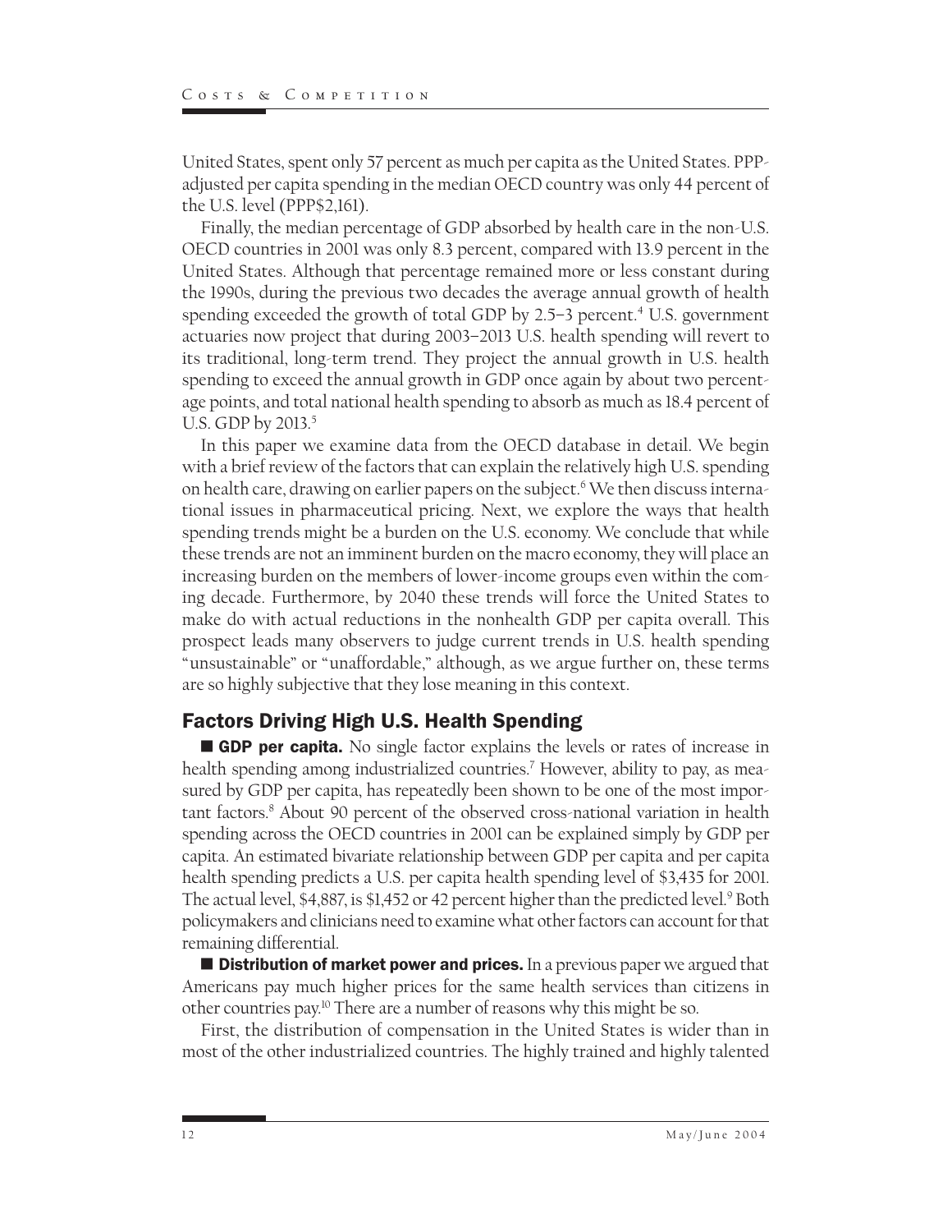United States, spent only 57 percent as much per capita as the United States. PPP-adjusted per capita spending in the median OECD country was only 44 percent of the U.S. level (PPP$2,161).

Finally, the median percentage of GDP absorbed by health care in the non-U.S. OECD countries in 2001 was only 8.3 percent, compared with 13.9 percent in the United States. Although that percentage remained more or less constant during the 1990s, during the previous two decades the average annual growth of health spending exceeded the growth of total GDP by 2.5–3 percent.[4] U.S. government actuaries now project that during 2003–2013 U.S. health spending will revert to its traditional, long-term trend. They project the annual growth in U.S. health spending to exceed the annual growth in GDP once again by about two percentage points, and total national health spending to absorb as much as 18.4 percent of U.S. GDP by 2013.[5]

In this paper we examine data from the OECD database in detail. We begin with a brief review of the factors that can explain the relatively high U.S. spending on health care, drawing on earlier papers on the subject.[6] We then discuss international issues in pharmaceutical pricing. Next, we explore the ways that health spending trends might be a burden on the U.S. economy. We conclude that while these trends are not an imminent burden on the macro economy, they will place an increasing burden on the members of lower-income groups even within the coming decade. Furthermore, by 2040 these trends will force the United States to make do with actual reductions in the nonhealth GDP per capita overall. This prospect leads many observers to judge current trends in U.S. health spending "unsustainable" or "unaffordable," although, as we argue further on, these terms are so highly subjective that they lose meaning in this context.

## Factors Driving High U.S. Health Spending

■ **GDP per capita.** No single factor explains the levels or rates of increase in health spending among industrialized countries.[7] However, ability to pay, as measured by GDP per capita, has repeatedly been shown to be one of the most important factors.[8] About 90 percent of the observed cross-national variation in health spending across the OECD countries in 2001 can be explained simply by GDP per capita. An estimated bivariate relationship between GDP per capita and per capita health spending predicts a U.S. per capita health spending level of $3,435 for 2001. The actual level, $4,887, is $1,452 or 42 percent higher than the predicted level.[9] Both policymakers and clinicians need to examine what other factors can account for that remaining differential.

■ **Distribution of market power and prices.** In a previous paper we argued that Americans pay much higher prices for the same health services than citizens in other countries pay.[10] There are a number of reasons why this might be so.

First, the distribution of compensation in the United States is wider than in most of the other industrialized countries. The highly trained and highly talented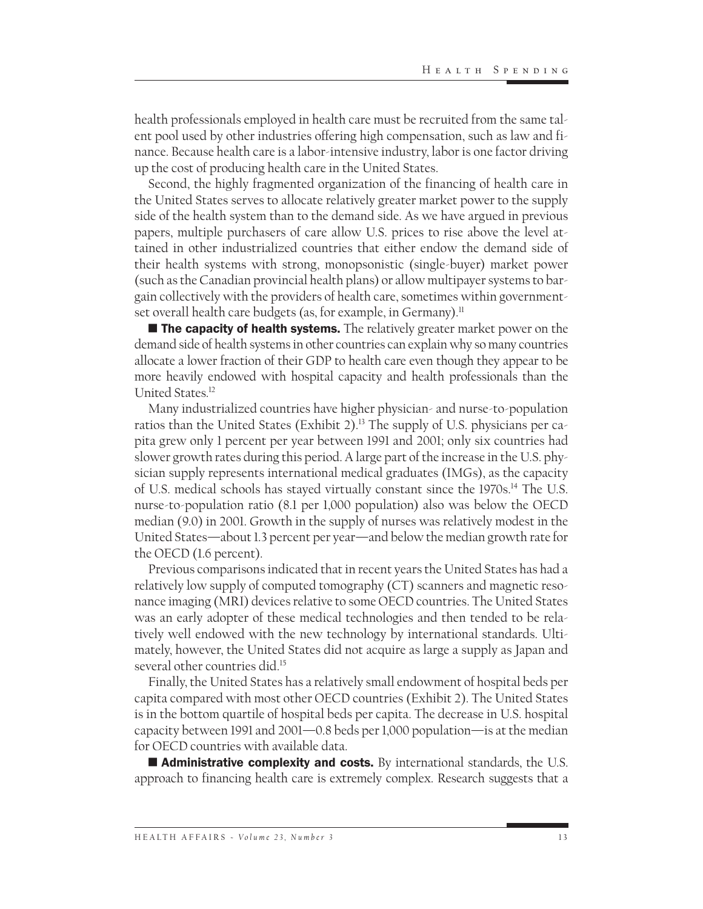health professionals employed in health care must be recruited from the same talent pool used by other industries offering high compensation, such as law and finance. Because health care is a labor-intensive industry, labor is one factor driving up the cost of producing health care in the United States.

Second, the highly fragmented organization of the financing of health care in the United States serves to allocate relatively greater market power to the supply side of the health system than to the demand side. As we have argued in previous papers, multiple purchasers of care allow U.S. prices to rise above the level attained in other industrialized countries that either endow the demand side of their health systems with strong, monopsonistic (single-buyer) market power (such as the Canadian provincial health plans) or allow multipayer systems to bargain collectively with the providers of health care, sometimes within government-set overall health care budgets (as, for example, in Germany).[11]

■ **The capacity of health systems.** The relatively greater market power on the demand side of health systems in other countries can explain why so many countries allocate a lower fraction of their GDP to health care even though they appear to be more heavily endowed with hospital capacity and health professionals than the United States.[12]

Many industrialized countries have higher physician- and nurse-to-population ratios than the United States (Exhibit 2).[13] The supply of U.S. physicians per capita grew only 1 percent per year between 1991 and 2001; only six countries had slower growth rates during this period. A large part of the increase in the U.S. physician supply represents international medical graduates (IMGs), as the capacity of U.S. medical schools has stayed virtually constant since the 1970s.[14] The U.S. nurse-to-population ratio (8.1 per 1,000 population) also was below the OECD median (9.0) in 2001. Growth in the supply of nurses was relatively modest in the United States—about 1.3 percent per year—and below the median growth rate for the OECD (1.6 percent).

Previous comparisons indicated that in recent years the United States has had a relatively low supply of computed tomography (CT) scanners and magnetic resonance imaging (MRI) devices relative to some OECD countries. The United States was an early adopter of these medical technologies and then tended to be relatively well endowed with the new technology by international standards. Ultimately, however, the United States did not acquire as large a supply as Japan and several other countries did.[15]

Finally, the United States has a relatively small endowment of hospital beds per capita compared with most other OECD countries (Exhibit 2). The United States is in the bottom quartile of hospital beds per capita. The decrease in U.S. hospital capacity between 1991 and 2001—0.8 beds per 1,000 population—is at the median for OECD countries with available data.

■ **Administrative complexity and costs.** By international standards, the U.S. approach to financing health care is extremely complex. Research suggests that a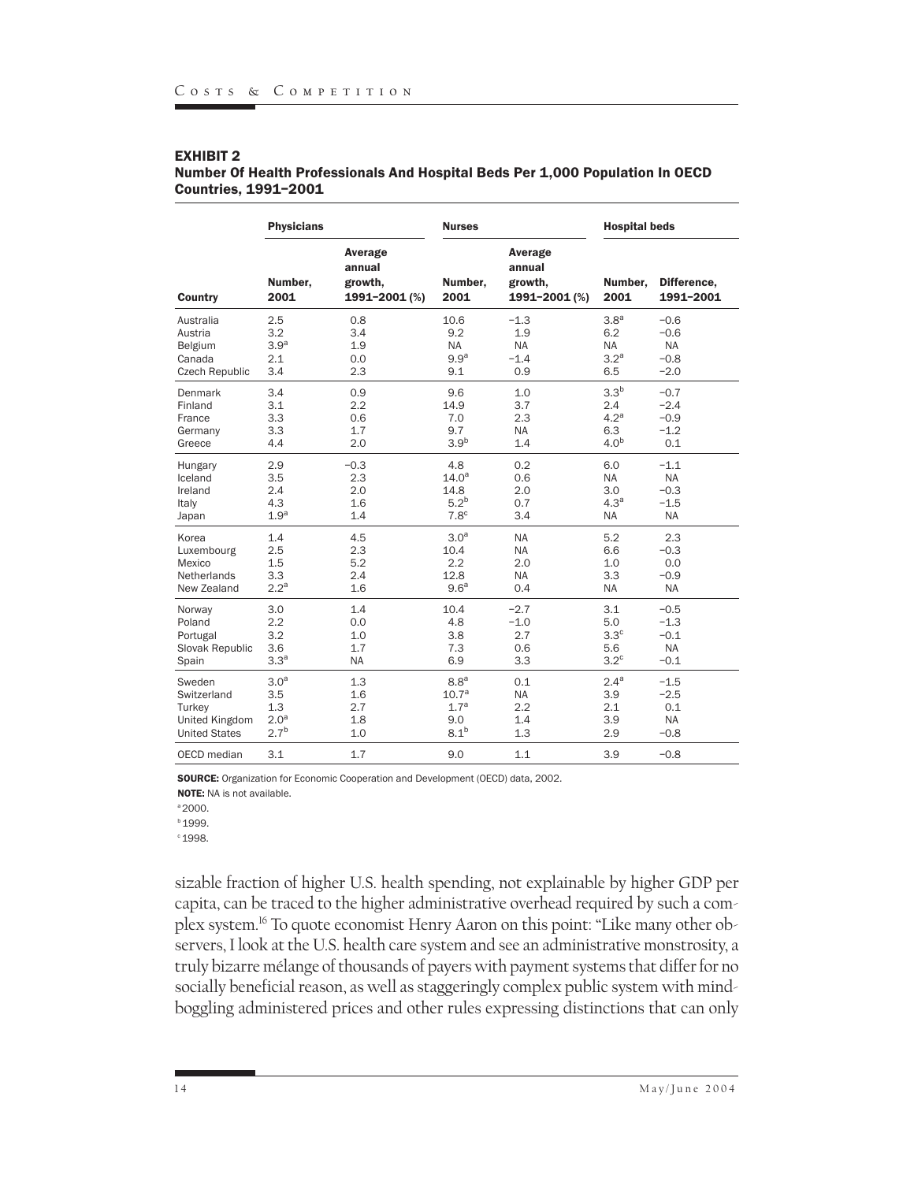**EXHIBIT 2**
**Number Of Health Professionals And Hospital Beds Per 1,000 Population In OECD Countries, 1991–2001**

| | Physicians | | Nurses | | Hospital beds | |
|---|---|---|---|---|---|---|
| Country | Number, 2001 | Average annual growth, 1991–2001 (%) | Number, 2001 | Average annual growth, 1991–2001 (%) | Number, 2001 | Difference, 1991–2001 |
| Australia | 2.5 | 0.8 | 10.6 | −1.3 | 3.8[a] | −0.6 |
| Austria | 3.2 | 3.4 | 9.2 | 1.9 | 6.2 | −0.6 |
| Belgium | 3.9[a] | 1.9 | NA | NA | NA | NA |
| Canada | 2.1 | 0.0 | 9.9[a] | −1.4 | 3.2[a] | −0.8 |
| Czech Republic | 3.4 | 2.3 | 9.1 | 0.9 | 6.5 | −2.0 |
| Denmark | 3.4 | 0.9 | 9.6 | 1.0 | 3.3[b] | −0.7 |
| Finland | 3.1 | 2.2 | 14.9 | 3.7 | 2.4 | −2.4 |
| France | 3.3 | 0.6 | 7.0 | 2.3 | 4.2[a] | −0.9 |
| Germany | 3.3 | 1.7 | 9.7 | NA | 6.3 | −1.2 |
| Greece | 4.4 | 2.0 | 3.9[b] | 1.4 | 4.0[b] | 0.1 |
| Hungary | 2.9 | −0.3 | 4.8 | 0.2 | 6.0 | −1.1 |
| Iceland | 3.5 | 2.3 | 14.0[a] | 0.6 | NA | NA |
| Ireland | 2.4 | 2.0 | 14.8 | 2.0 | 3.0 | −0.3 |
| Italy | 4.3 | 1.6 | 5.2[b] | 0.7 | 4.3[a] | −1.5 |
| Japan | 1.9[a] | 1.4 | 7.8[c] | 3.4 | NA | NA |
| Korea | 1.4 | 4.5 | 3.0[a] | NA | 5.2 | 2.3 |
| Luxembourg | 2.5 | 2.3 | 10.4 | NA | 6.6 | −0.3 |
| Mexico | 1.5 | 5.2 | 2.2 | 2.0 | 1.0 | 0.0 |
| Netherlands | 3.3 | 2.4 | 12.8 | NA | 3.3 | −0.9 |
| New Zealand | 2.2[a] | 1.6 | 9.6[a] | 0.4 | NA | NA |
| Norway | 3.0 | 1.4 | 10.4 | −2.7 | 3.1 | −0.5 |
| Poland | 2.2 | 0.0 | 4.8 | −1.0 | 5.0 | −1.3 |
| Portugal | 3.2 | 1.0 | 3.8 | 2.7 | 3.3[c] | −0.1 |
| Slovak Republic | 3.6 | 1.7 | 7.3 | 0.6 | 5.6 | NA |
| Spain | 3.3[a] | NA | 6.9 | 3.3 | 3.2[c] | −0.1 |
| Sweden | 3.0[a] | 1.3 | 8.8[a] | 0.1 | 2.4[a] | −1.5 |
| Switzerland | 3.5 | 1.6 | 10.7[a] | NA | 3.9 | −2.5 |
| Turkey | 1.3 | 2.7 | 1.7[a] | 2.2 | 2.1 | 0.1 |
| United Kingdom | 2.0[a] | 1.8 | 9.0 | 1.4 | 3.9 | NA |
| United States | 2.7[b] | 1.0 | 8.1[b] | 1.3 | 2.9 | −0.8 |
| OECD median | 3.1 | 1.7 | 9.0 | 1.1 | 3.9 | −0.8 |

**SOURCE:** Organization for Economic Cooperation and Development (OECD) data, 2002.
**NOTE:** NA is not available.
[a] 2000.
[b] 1999.
[c] 1998.

sizable fraction of higher U.S. health spending, not explainable by higher GDP per capita, can be traced to the higher administrative overhead required by such a complex system.[16] To quote economist Henry Aaron on this point: "Like many other observers, I look at the U.S. health care system and see an administrative monstrosity, a truly bizarre mélange of thousands of payers with payment systems that differ for no socially beneficial reason, as well as staggeringly complex public system with mind-boggling administered prices and other rules expressing distinctions that can only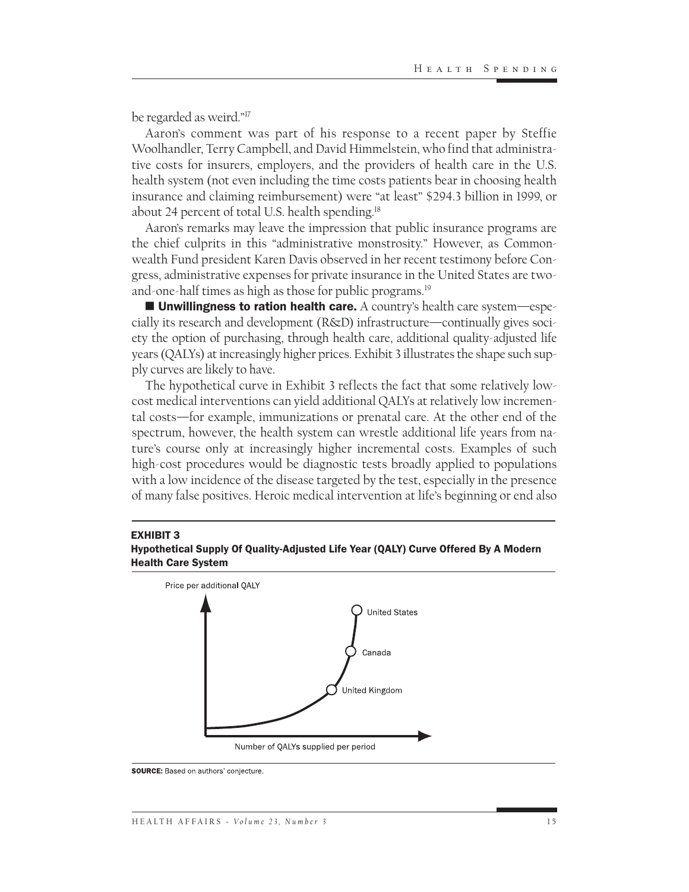be regarded as weird."[17]

Aaron's comment was part of his response to a recent paper by Steffie Woolhandler, Terry Campbell, and David Himmelstein, who find that administrative costs for insurers, employers, and the providers of health care in the U.S. health system (not even including the time costs patients bear in choosing health insurance and claiming reimbursement) were "at least" $294.3 billion in 1999, or about 24 percent of total U.S. health spending.[18]

Aaron's remarks may leave the impression that public insurance programs are the chief culprits in this "administrative monstrosity." However, as Commonwealth Fund president Karen Davis observed in her recent testimony before Congress, administrative expenses for private insurance in the United States are two-and-one-half times as high as those for public programs.[19]

■ **Unwillingness to ration health care.** A country's health care system—especially its research and development (R&D) infrastructure—continually gives society the option of purchasing, through health care, additional quality-adjusted life years (QALYs) at increasingly higher prices. Exhibit 3 illustrates the shape such supply curves are likely to have.

The hypothetical curve in Exhibit 3 reflects the fact that some relatively low-cost medical interventions can yield additional QALYs at relatively low incremental costs—for example, immunizations or prenatal care. At the other end of the spectrum, however, the health system can wrestle additional life years from nature's course only at increasingly higher incremental costs. Examples of such high-cost procedures would be diagnostic tests broadly applied to populations with a low incidence of the disease targeted by the test, especially in the presence of many false positives. Heroic medical intervention at life's beginning or end also

**EXHIBIT 3**
**Hypothetical Supply Of Quality-Adjusted Life Year (QALY) Curve Offered By A Modern Health Care System**

Price per additional QALY

United States

Canada

United Kingdom

Number of QALYs supplied per period

**SOURCE:** Based on authors' conjecture.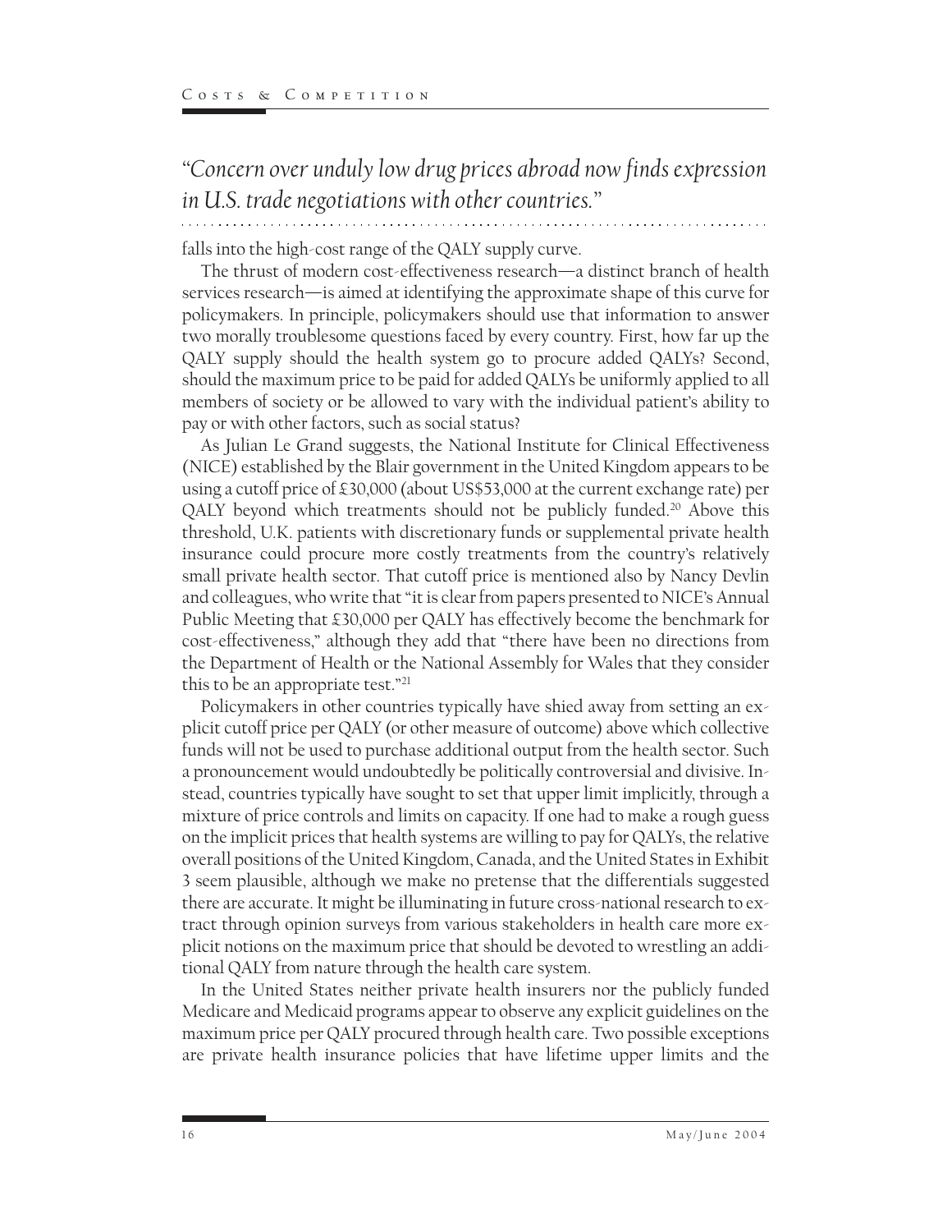*"Concern over unduly low drug prices abroad now finds expression in U.S. trade negotiations with other countries."*

falls into the high-cost range of the QALY supply curve.

The thrust of modern cost-effectiveness research—a distinct branch of health services research—is aimed at identifying the approximate shape of this curve for policymakers. In principle, policymakers should use that information to answer two morally troublesome questions faced by every country. First, how far up the QALY supply should the health system go to procure added QALYs? Second, should the maximum price to be paid for added QALYs be uniformly applied to all members of society or be allowed to vary with the individual patient's ability to pay or with other factors, such as social status?

As Julian Le Grand suggests, the National Institute for Clinical Effectiveness (NICE) established by the Blair government in the United Kingdom appears to be using a cutoff price of £30,000 (about US$53,000 at the current exchange rate) per QALY beyond which treatments should not be publicly funded.[20] Above this threshold, U.K. patients with discretionary funds or supplemental private health insurance could procure more costly treatments from the country's relatively small private health sector. That cutoff price is mentioned also by Nancy Devlin and colleagues, who write that "it is clear from papers presented to NICE's Annual Public Meeting that £30,000 per QALY has effectively become the benchmark for cost-effectiveness," although they add that "there have been no directions from the Department of Health or the National Assembly for Wales that they consider this to be an appropriate test."[21]

Policymakers in other countries typically have shied away from setting an explicit cutoff price per QALY (or other measure of outcome) above which collective funds will not be used to purchase additional output from the health sector. Such a pronouncement would undoubtedly be politically controversial and divisive. Instead, countries typically have sought to set that upper limit implicitly, through a mixture of price controls and limits on capacity. If one had to make a rough guess on the implicit prices that health systems are willing to pay for QALYs, the relative overall positions of the United Kingdom, Canada, and the United States in Exhibit 3 seem plausible, although we make no pretense that the differentials suggested there are accurate. It might be illuminating in future cross-national research to extract through opinion surveys from various stakeholders in health care more explicit notions on the maximum price that should be devoted to wrestling an additional QALY from nature through the health care system.

In the United States neither private health insurers nor the publicly funded Medicare and Medicaid programs appear to observe any explicit guidelines on the maximum price per QALY procured through health care. Two possible exceptions are private health insurance policies that have lifetime upper limits and the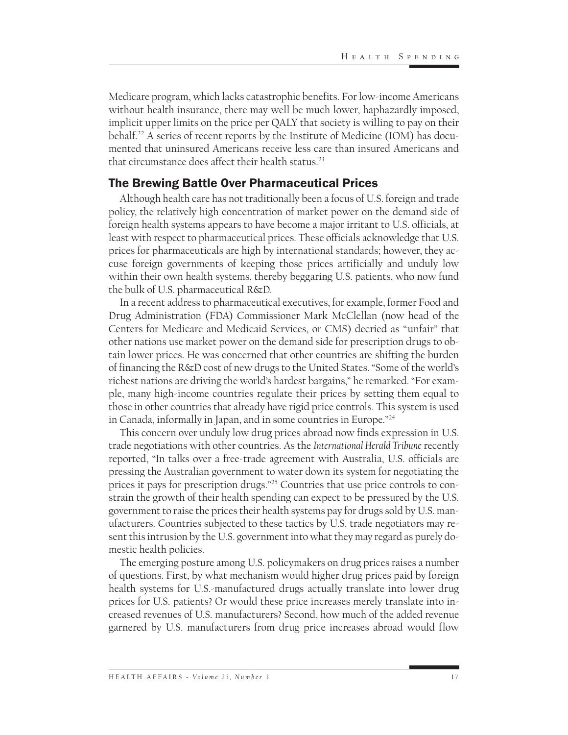Medicare program, which lacks catastrophic benefits. For low-income Americans without health insurance, there may well be much lower, haphazardly imposed, implicit upper limits on the price per QALY that society is willing to pay on their behalf.[22] A series of recent reports by the Institute of Medicine (IOM) has documented that uninsured Americans receive less care than insured Americans and that circumstance does affect their health status.[23]

## The Brewing Battle Over Pharmaceutical Prices

Although health care has not traditionally been a focus of U.S. foreign and trade policy, the relatively high concentration of market power on the demand side of foreign health systems appears to have become a major irritant to U.S. officials, at least with respect to pharmaceutical prices. These officials acknowledge that U.S. prices for pharmaceuticals are high by international standards; however, they accuse foreign governments of keeping those prices artificially and unduly low within their own health systems, thereby beggaring U.S. patients, who now fund the bulk of U.S. pharmaceutical R&D.

In a recent address to pharmaceutical executives, for example, former Food and Drug Administration (FDA) Commissioner Mark McClellan (now head of the Centers for Medicare and Medicaid Services, or CMS) decried as "unfair" that other nations use market power on the demand side for prescription drugs to obtain lower prices. He was concerned that other countries are shifting the burden of financing the R&D cost of new drugs to the United States. "Some of the world's richest nations are driving the world's hardest bargains," he remarked. "For example, many high-income countries regulate their prices by setting them equal to those in other countries that already have rigid price controls. This system is used in Canada, informally in Japan, and in some countries in Europe."[24]

This concern over unduly low drug prices abroad now finds expression in U.S. trade negotiations with other countries. As the *International Herald Tribune* recently reported, "In talks over a free-trade agreement with Australia, U.S. officials are pressing the Australian government to water down its system for negotiating the prices it pays for prescription drugs."[25] Countries that use price controls to constrain the growth of their health spending can expect to be pressured by the U.S. government to raise the prices their health systems pay for drugs sold by U.S. manufacturers. Countries subjected to these tactics by U.S. trade negotiators may resent this intrusion by the U.S. government into what they may regard as purely domestic health policies.

The emerging posture among U.S. policymakers on drug prices raises a number of questions. First, by what mechanism would higher drug prices paid by foreign health systems for U.S.-manufactured drugs actually translate into lower drug prices for U.S. patients? Or would these price increases merely translate into increased revenues of U.S. manufacturers? Second, how much of the added revenue garnered by U.S. manufacturers from drug price increases abroad would flow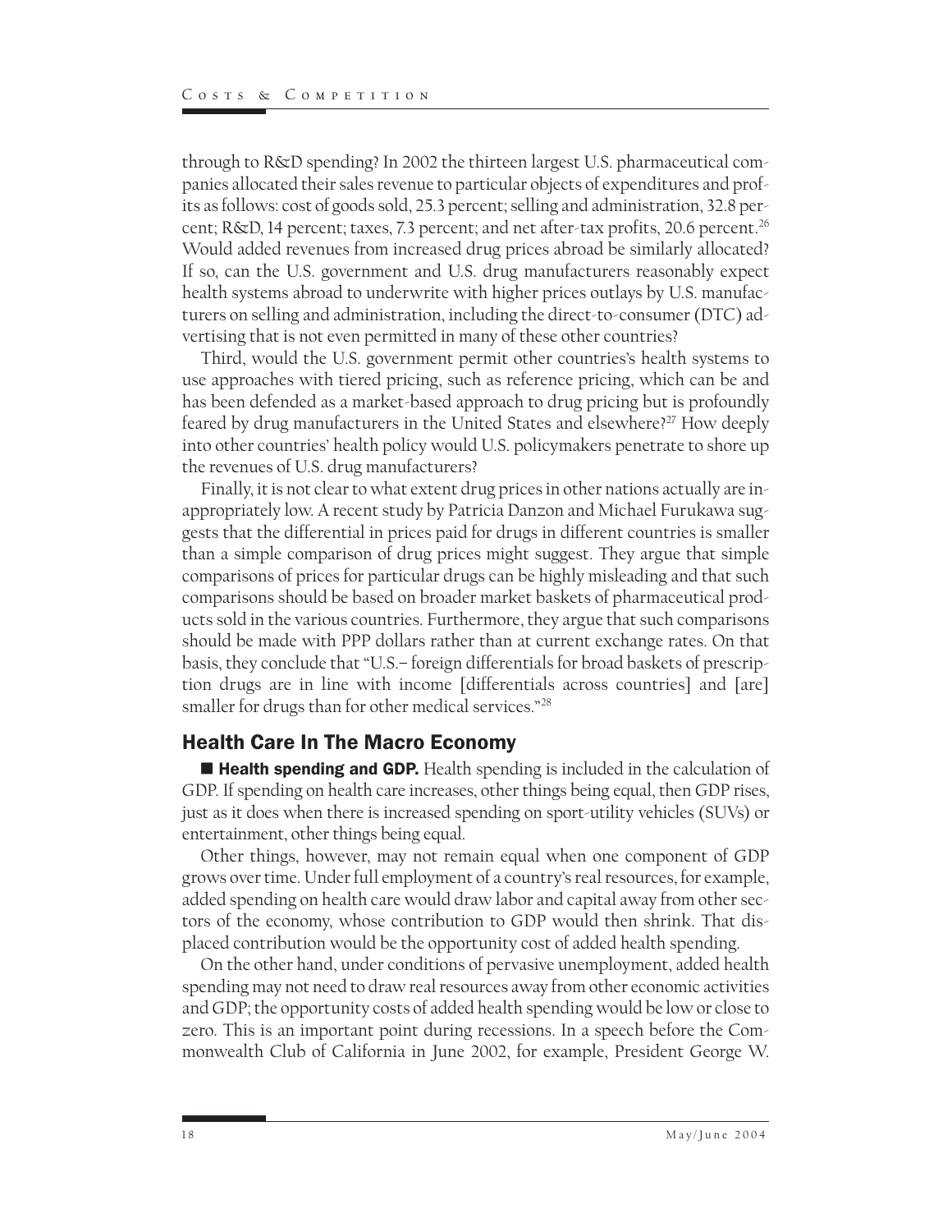through to R&D spending? In 2002 the thirteen largest U.S. pharmaceutical companies allocated their sales revenue to particular objects of expenditures and profits as follows: cost of goods sold, 25.3 percent; selling and administration, 32.8 percent; R&D, 14 percent; taxes, 7.3 percent; and net after-tax profits, 20.6 percent.[26] Would added revenues from increased drug prices abroad be similarly allocated? If so, can the U.S. government and U.S. drug manufacturers reasonably expect health systems abroad to underwrite with higher prices outlays by U.S. manufacturers on selling and administration, including the direct-to-consumer (DTC) advertising that is not even permitted in many of these other countries?

Third, would the U.S. government permit other countries's health systems to use approaches with tiered pricing, such as reference pricing, which can be and has been defended as a market-based approach to drug pricing but is profoundly feared by drug manufacturers in the United States and elsewhere?[27] How deeply into other countries' health policy would U.S. policymakers penetrate to shore up the revenues of U.S. drug manufacturers?

Finally, it is not clear to what extent drug prices in other nations actually are inappropriately low. A recent study by Patricia Danzon and Michael Furukawa suggests that the differential in prices paid for drugs in different countries is smaller than a simple comparison of drug prices might suggest. They argue that simple comparisons of prices for particular drugs can be highly misleading and that such comparisons should be based on broader market baskets of pharmaceutical products sold in the various countries. Furthermore, they argue that such comparisons should be made with PPP dollars rather than at current exchange rates. On that basis, they conclude that "U.S.– foreign differentials for broad baskets of prescription drugs are in line with income [differentials across countries] and [are] smaller for drugs than for other medical services."[28]

## Health Care In The Macro Economy

■ **Health spending and GDP.** Health spending is included in the calculation of GDP. If spending on health care increases, other things being equal, then GDP rises, just as it does when there is increased spending on sport-utility vehicles (SUVs) or entertainment, other things being equal.

Other things, however, may not remain equal when one component of GDP grows over time. Under full employment of a country's real resources, for example, added spending on health care would draw labor and capital away from other sectors of the economy, whose contribution to GDP would then shrink. That displaced contribution would be the opportunity cost of added health spending.

On the other hand, under conditions of pervasive unemployment, added health spending may not need to draw real resources away from other economic activities and GDP; the opportunity costs of added health spending would be low or close to zero. This is an important point during recessions. In a speech before the Commonwealth Club of California in June 2002, for example, President George W.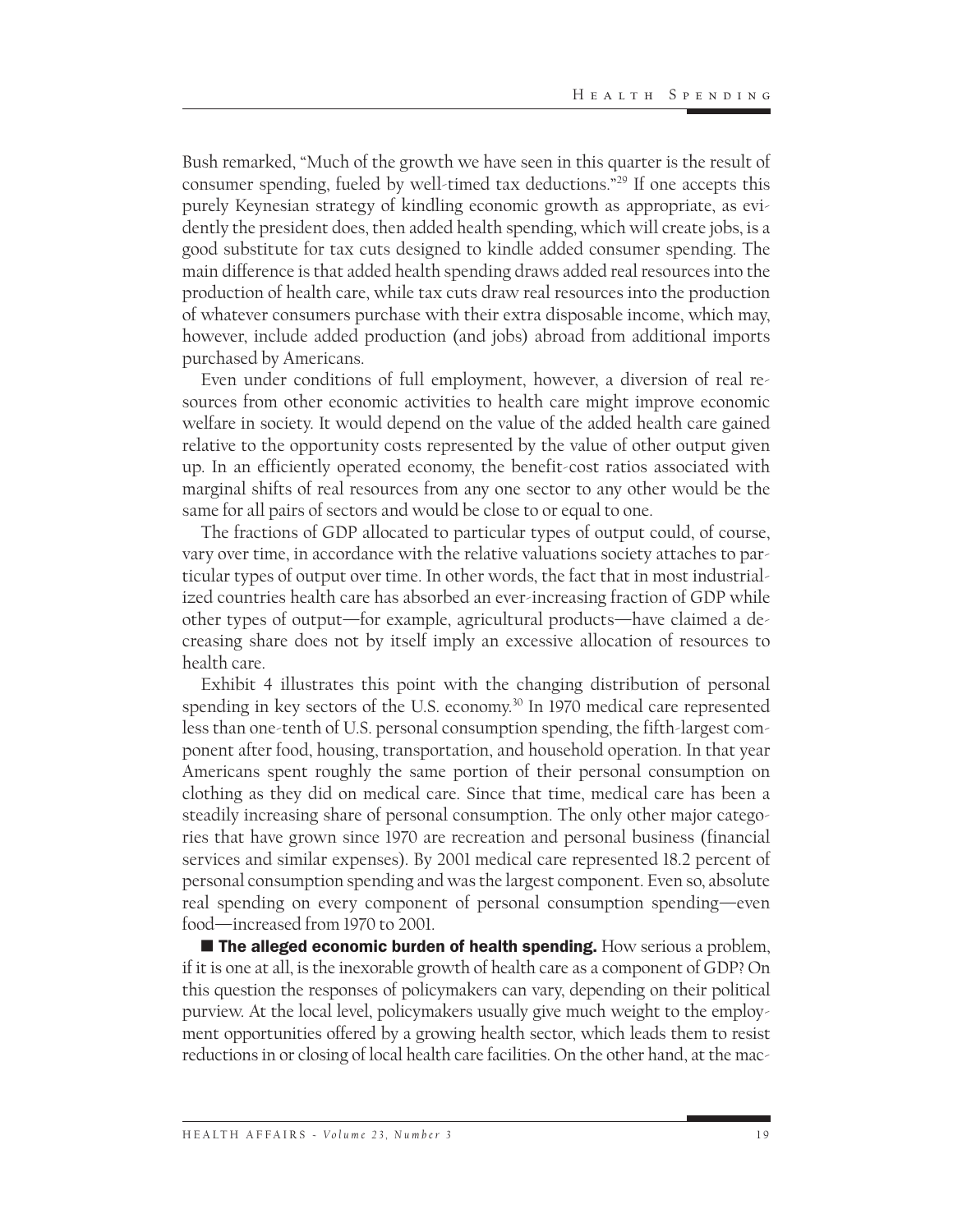Bush remarked, "Much of the growth we have seen in this quarter is the result of consumer spending, fueled by well-timed tax deductions."[29] If one accepts this purely Keynesian strategy of kindling economic growth as appropriate, as evidently the president does, then added health spending, which will create jobs, is a good substitute for tax cuts designed to kindle added consumer spending. The main difference is that added health spending draws added real resources into the production of health care, while tax cuts draw real resources into the production of whatever consumers purchase with their extra disposable income, which may, however, include added production (and jobs) abroad from additional imports purchased by Americans.

Even under conditions of full employment, however, a diversion of real resources from other economic activities to health care might improve economic welfare in society. It would depend on the value of the added health care gained relative to the opportunity costs represented by the value of other output given up. In an efficiently operated economy, the benefit-cost ratios associated with marginal shifts of real resources from any one sector to any other would be the same for all pairs of sectors and would be close to or equal to one.

The fractions of GDP allocated to particular types of output could, of course, vary over time, in accordance with the relative valuations society attaches to particular types of output over time. In other words, the fact that in most industrialized countries health care has absorbed an ever-increasing fraction of GDP while other types of output—for example, agricultural products—have claimed a decreasing share does not by itself imply an excessive allocation of resources to health care.

Exhibit 4 illustrates this point with the changing distribution of personal spending in key sectors of the U.S. economy.[30] In 1970 medical care represented less than one-tenth of U.S. personal consumption spending, the fifth-largest component after food, housing, transportation, and household operation. In that year Americans spent roughly the same portion of their personal consumption on clothing as they did on medical care. Since that time, medical care has been a steadily increasing share of personal consumption. The only other major categories that have grown since 1970 are recreation and personal business (financial services and similar expenses). By 2001 medical care represented 18.2 percent of personal consumption spending and was the largest component. Even so, absolute real spending on every component of personal consumption spending—even food—increased from 1970 to 2001.

■ **The alleged economic burden of health spending.** How serious a problem, if it is one at all, is the inexorable growth of health care as a component of GDP? On this question the responses of policymakers can vary, depending on their political purview. At the local level, policymakers usually give much weight to the employment opportunities offered by a growing health sector, which leads them to resist reductions in or closing of local health care facilities. On the other hand, at the mac-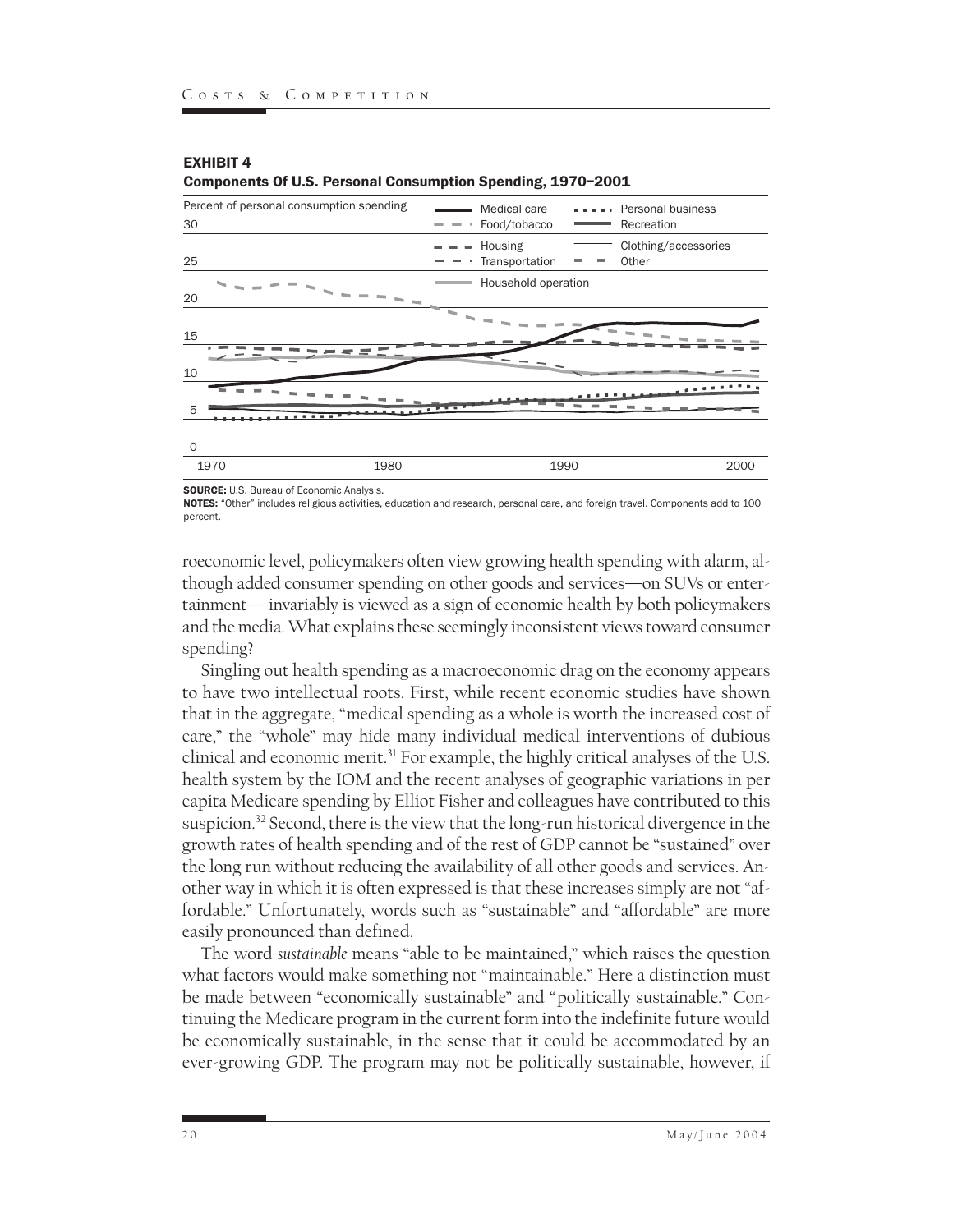**EXHIBIT 4**
**Components Of U.S. Personal Consumption Spending, 1970–2001**

SOURCE: U.S. Bureau of Economic Analysis.
NOTES: "Other" includes religious activities, education and research, personal care, and foreign travel. Components add to 100 percent.

roeconomic level, policymakers often view growing health spending with alarm, although added consumer spending on other goods and services—on SUVs or entertainment— invariably is viewed as a sign of economic health by both policymakers and the media. What explains these seemingly inconsistent views toward consumer spending?

Singling out health spending as a macroeconomic drag on the economy appears to have two intellectual roots. First, while recent economic studies have shown that in the aggregate, "medical spending as a whole is worth the increased cost of care," the "whole" may hide many individual medical interventions of dubious clinical and economic merit.[31] For example, the highly critical analyses of the U.S. health system by the IOM and the recent analyses of geographic variations in per capita Medicare spending by Elliot Fisher and colleagues have contributed to this suspicion.[32] Second, there is the view that the long-run historical divergence in the growth rates of health spending and of the rest of GDP cannot be "sustained" over the long run without reducing the availability of all other goods and services. Another way in which it is often expressed is that these increases simply are not "affordable." Unfortunately, words such as "sustainable" and "affordable" are more easily pronounced than defined.

The word *sustainable* means "able to be maintained," which raises the question what factors would make something not "maintainable." Here a distinction must be made between "economically sustainable" and "politically sustainable." Continuing the Medicare program in the current form into the indefinite future would be economically sustainable, in the sense that it could be accommodated by an ever-growing GDP. The program may not be politically sustainable, however, if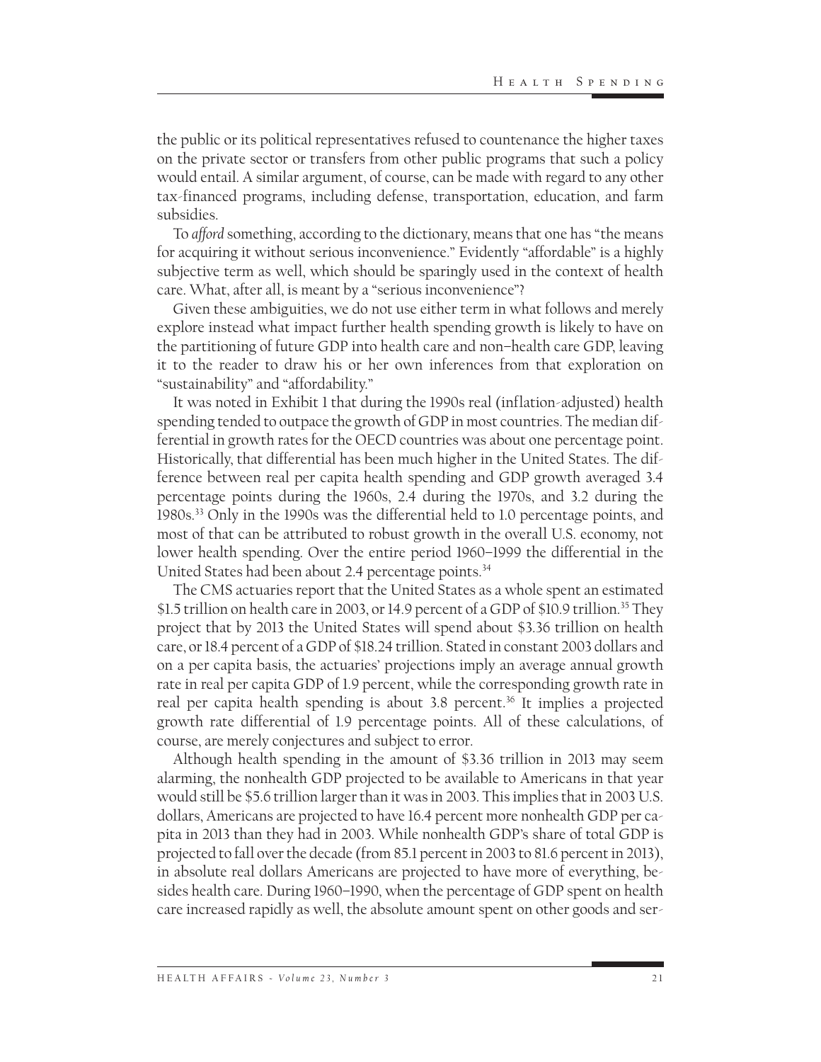the public or its political representatives refused to countenance the higher taxes on the private sector or transfers from other public programs that such a policy would entail. A similar argument, of course, can be made with regard to any other tax-financed programs, including defense, transportation, education, and farm subsidies.

To *afford* something, according to the dictionary, means that one has "the means for acquiring it without serious inconvenience." Evidently "affordable" is a highly subjective term as well, which should be sparingly used in the context of health care. What, after all, is meant by a "serious inconvenience"?

Given these ambiguities, we do not use either term in what follows and merely explore instead what impact further health spending growth is likely to have on the partitioning of future GDP into health care and non–health care GDP, leaving it to the reader to draw his or her own inferences from that exploration on "sustainability" and "affordability."

It was noted in Exhibit 1 that during the 1990s real (inflation-adjusted) health spending tended to outpace the growth of GDP in most countries. The median differential in growth rates for the OECD countries was about one percentage point. Historically, that differential has been much higher in the United States. The difference between real per capita health spending and GDP growth averaged 3.4 percentage points during the 1960s, 2.4 during the 1970s, and 3.2 during the 1980s.[33] Only in the 1990s was the differential held to 1.0 percentage points, and most of that can be attributed to robust growth in the overall U.S. economy, not lower health spending. Over the entire period 1960–1999 the differential in the United States had been about 2.4 percentage points.[34]

The CMS actuaries report that the United States as a whole spent an estimated \$1.5 trillion on health care in 2003, or 14.9 percent of a GDP of \$10.9 trillion.[35] They project that by 2013 the United States will spend about \$3.36 trillion on health care, or 18.4 percent of a GDP of \$18.24 trillion. Stated in constant 2003 dollars and on a per capita basis, the actuaries' projections imply an average annual growth rate in real per capita GDP of 1.9 percent, while the corresponding growth rate in real per capita health spending is about 3.8 percent.[36] It implies a projected growth rate differential of 1.9 percentage points. All of these calculations, of course, are merely conjectures and subject to error.

Although health spending in the amount of \$3.36 trillion in 2013 may seem alarming, the nonhealth GDP projected to be available to Americans in that year would still be \$5.6 trillion larger than it was in 2003. This implies that in 2003 U.S. dollars, Americans are projected to have 16.4 percent more nonhealth GDP per capita in 2013 than they had in 2003. While nonhealth GDP's share of total GDP is projected to fall over the decade (from 85.1 percent in 2003 to 81.6 percent in 2013), in absolute real dollars Americans are projected to have more of everything, besides health care. During 1960–1990, when the percentage of GDP spent on health care increased rapidly as well, the absolute amount spent on other goods and ser-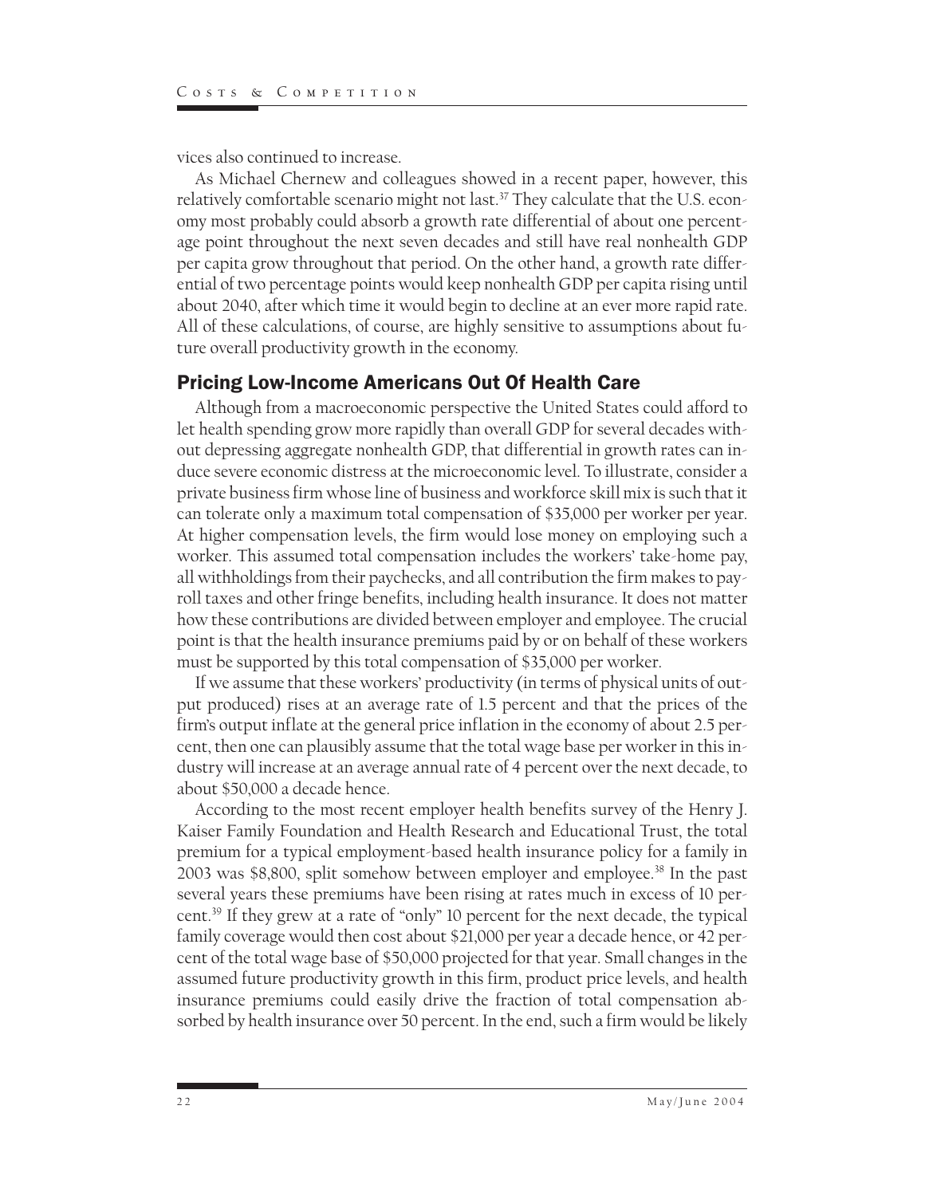vices also continued to increase.

As Michael Chernew and colleagues showed in a recent paper, however, this relatively comfortable scenario might not last.[37] They calculate that the U.S. economy most probably could absorb a growth rate differential of about one percentage point throughout the next seven decades and still have real nonhealth GDP per capita grow throughout that period. On the other hand, a growth rate differential of two percentage points would keep nonhealth GDP per capita rising until about 2040, after which time it would begin to decline at an ever more rapid rate. All of these calculations, of course, are highly sensitive to assumptions about future overall productivity growth in the economy.

## Pricing Low-Income Americans Out Of Health Care

Although from a macroeconomic perspective the United States could afford to let health spending grow more rapidly than overall GDP for several decades without depressing aggregate nonhealth GDP, that differential in growth rates can induce severe economic distress at the microeconomic level. To illustrate, consider a private business firm whose line of business and workforce skill mix is such that it can tolerate only a maximum total compensation of $35,000 per worker per year. At higher compensation levels, the firm would lose money on employing such a worker. This assumed total compensation includes the workers' take-home pay, all withholdings from their paychecks, and all contribution the firm makes to payroll taxes and other fringe benefits, including health insurance. It does not matter how these contributions are divided between employer and employee. The crucial point is that the health insurance premiums paid by or on behalf of these workers must be supported by this total compensation of $35,000 per worker.

If we assume that these workers' productivity (in terms of physical units of output produced) rises at an average rate of 1.5 percent and that the prices of the firm's output inflate at the general price inflation in the economy of about 2.5 percent, then one can plausibly assume that the total wage base per worker in this industry will increase at an average annual rate of 4 percent over the next decade, to about $50,000 a decade hence.

According to the most recent employer health benefits survey of the Henry J. Kaiser Family Foundation and Health Research and Educational Trust, the total premium for a typical employment-based health insurance policy for a family in 2003 was $8,800, split somehow between employer and employee.[38] In the past several years these premiums have been rising at rates much in excess of 10 percent.[39] If they grew at a rate of "only" 10 percent for the next decade, the typical family coverage would then cost about $21,000 per year a decade hence, or 42 percent of the total wage base of $50,000 projected for that year. Small changes in the assumed future productivity growth in this firm, product price levels, and health insurance premiums could easily drive the fraction of total compensation absorbed by health insurance over 50 percent. In the end, such a firm would be likely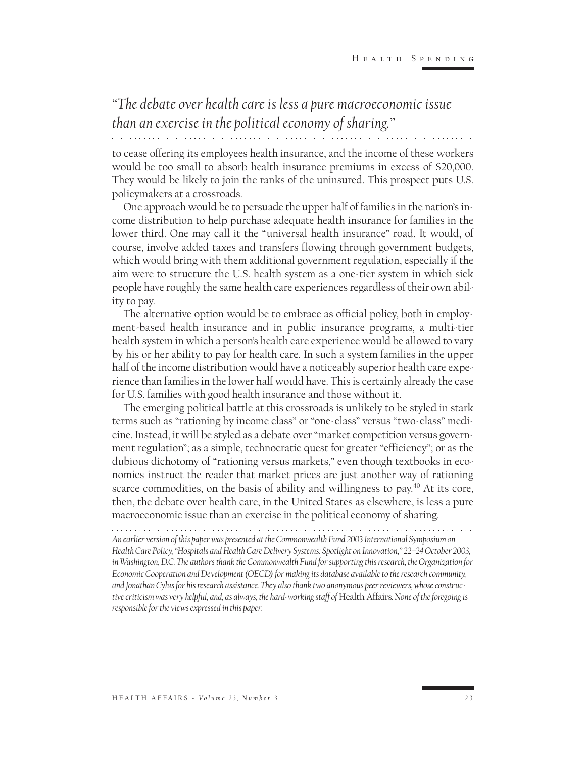*"The debate over health care is less a pure macroeconomic issue than an exercise in the political economy of sharing."*

to cease offering its employees health insurance, and the income of these workers would be too small to absorb health insurance premiums in excess of $20,000. They would be likely to join the ranks of the uninsured. This prospect puts U.S. policymakers at a crossroads.

One approach would be to persuade the upper half of families in the nation's income distribution to help purchase adequate health insurance for families in the lower third. One may call it the "universal health insurance" road. It would, of course, involve added taxes and transfers flowing through government budgets, which would bring with them additional government regulation, especially if the aim were to structure the U.S. health system as a one-tier system in which sick people have roughly the same health care experiences regardless of their own ability to pay.

The alternative option would be to embrace as official policy, both in employment-based health insurance and in public insurance programs, a multi-tier health system in which a person's health care experience would be allowed to vary by his or her ability to pay for health care. In such a system families in the upper half of the income distribution would have a noticeably superior health care experience than families in the lower half would have. This is certainly already the case for U.S. families with good health insurance and those without it.

The emerging political battle at this crossroads is unlikely to be styled in stark terms such as "rationing by income class" or "one-class" versus "two-class" medicine. Instead, it will be styled as a debate over "market competition versus government regulation"; as a simple, technocratic quest for greater "efficiency"; or as the dubious dichotomy of "rationing versus markets," even though textbooks in economics instruct the reader that market prices are just another way of rationing scarce commodities, on the basis of ability and willingness to pay.[40] At its core, then, the debate over health care, in the United States as elsewhere, is less a pure macroeconomic issue than an exercise in the political economy of sharing.

*An earlier version of this paper was presented at the Commonwealth Fund 2003 International Symposium on Health Care Policy, "Hospitals and Health Care Delivery Systems: Spotlight on Innovation," 22–24 October 2003, in Washington, D.C. The authors thank the Commonwealth Fund for supporting this research, the Organization for Economic Cooperation and Development (OECD) for making its database available to the research community, and Jonathan Cylus for his research assistance. They also thank two anonymous peer reviewers, whose constructive criticism was very helpful, and, as always, the hard-working staff of* Health Affairs. *None of the foregoing is responsible for the views expressed in this paper.*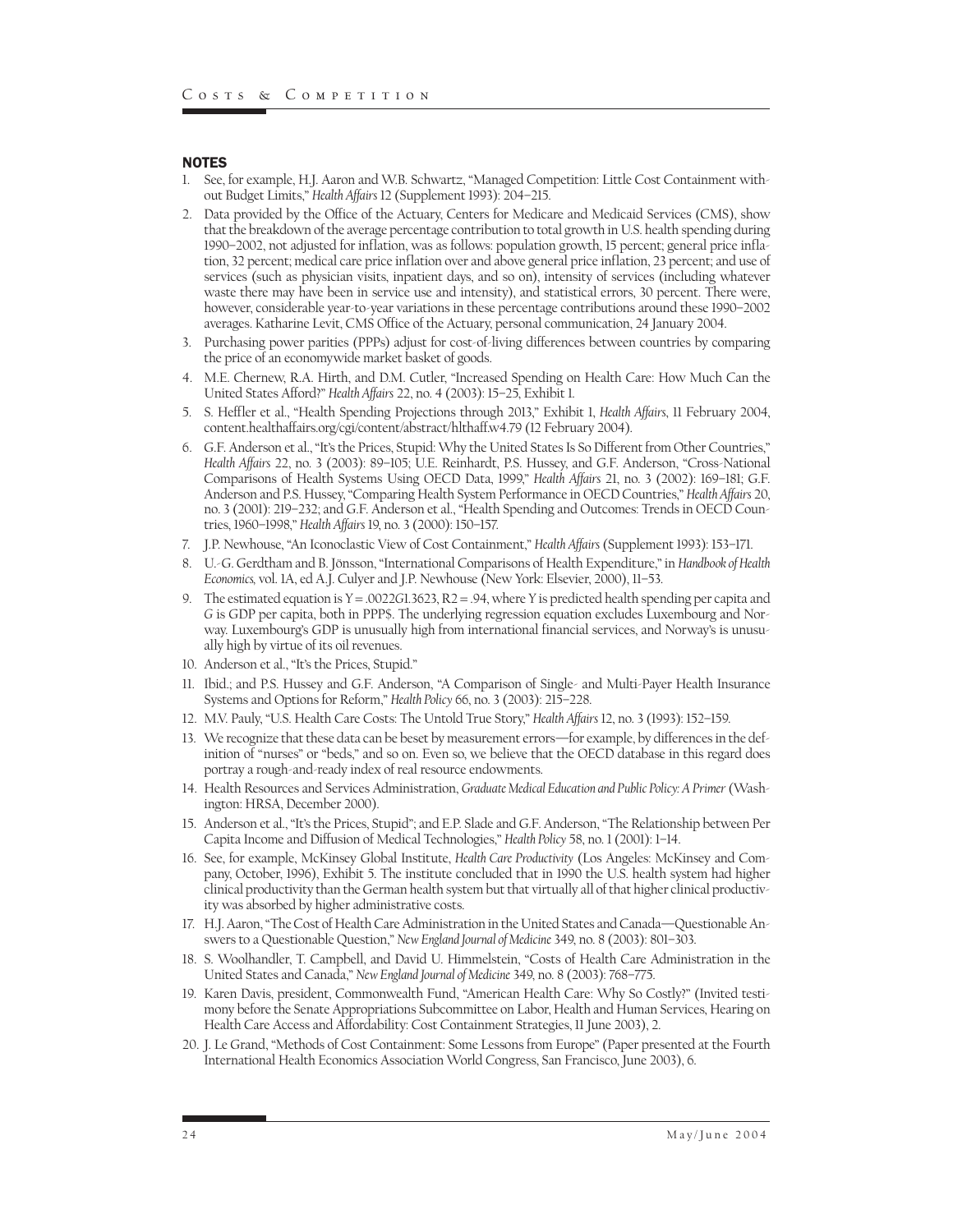## NOTES

1. See, for example, H.J. Aaron and W.B. Schwartz, "Managed Competition: Little Cost Containment without Budget Limits," *Health Affairs* 12 (Supplement 1993): 204–215.
2. Data provided by the Office of the Actuary, Centers for Medicare and Medicaid Services (CMS), show that the breakdown of the average percentage contribution to total growth in U.S. health spending during 1990–2002, not adjusted for inflation, was as follows: population growth, 15 percent; general price inflation, 32 percent; medical care price inflation over and above general price inflation, 23 percent; and use of services (such as physician visits, inpatient days, and so on), intensity of services (including whatever waste there may have been in service use and intensity), and statistical errors, 30 percent. There were, however, considerable year-to-year variations in these percentage contributions around these 1990–2002 averages. Katharine Levit, CMS Office of the Actuary, personal communication, 24 January 2004.
3. Purchasing power parities (PPPs) adjust for cost-of-living differences between countries by comparing the price of an economywide market basket of goods.
4. M.E. Chernew, R.A. Hirth, and D.M. Cutler, "Increased Spending on Health Care: How Much Can the United States Afford?" *Health Affairs* 22, no. 4 (2003): 15–25, Exhibit 1.
5. S. Heffler et al., "Health Spending Projections through 2013," Exhibit 1, *Health Affairs*, 11 February 2004, content.healthaffairs.org/cgi/content/abstract/hlthaff.w4.79 (12 February 2004).
6. G.F. Anderson et al., "It's the Prices, Stupid: Why the United States Is So Different from Other Countries," *Health Affairs* 22, no. 3 (2003): 89–105; U.E. Reinhardt, P.S. Hussey, and G.F. Anderson, "Cross-National Comparisons of Health Systems Using OECD Data, 1999," *Health Affairs* 21, no. 3 (2002): 169–181; G.F. Anderson and P.S. Hussey, "Comparing Health System Performance in OECD Countries," *Health Affairs* 20, no. 3 (2001): 219–232; and G.F. Anderson et al., "Health Spending and Outcomes: Trends in OECD Countries, 1960–1998," *Health Affairs* 19, no. 3 (2000): 150–157.
7. J.P. Newhouse, "An Iconoclastic View of Cost Containment," *Health Affairs* (Supplement 1993): 153–171.
8. U.-G. Gerdtham and B. Jönsson, "International Comparisons of Health Expenditure," in *Handbook of Health Economics*, vol. 1A, ed A.J. Culyer and J.P. Newhouse (New York: Elsevier, 2000), 11–53.
9. The estimated equation is $Y = .0022G^{1.3623}$, $R^2 = .94$, where $Y$ is predicted health spending per capita and $G$ is GDP per capita, both in PPP$. The underlying regression equation excludes Luxembourg and Norway. Luxembourg's GDP is unusually high from international financial services, and Norway's is unusually high by virtue of its oil revenues.
10. Anderson et al., "It's the Prices, Stupid."
11. Ibid.; and P.S. Hussey and G.F. Anderson, "A Comparison of Single- and Multi-Payer Health Insurance Systems and Options for Reform," *Health Policy* 66, no. 3 (2003): 215–228.
12. M.V. Pauly, "U.S. Health Care Costs: The Untold True Story," *Health Affairs* 12, no. 3 (1993): 152–159.
13. We recognize that these data can be beset by measurement errors—for example, by differences in the definition of "nurses" or "beds," and so on. Even so, we believe that the OECD database in this regard does portray a rough-and-ready index of real resource endowments.
14. Health Resources and Services Administration, *Graduate Medical Education and Public Policy: A Primer* (Washington: HRSA, December 2000).
15. Anderson et al., "It's the Prices, Stupid"; and E.P. Slade and G.F. Anderson, "The Relationship between Per Capita Income and Diffusion of Medical Technologies," *Health Policy* 58, no. 1 (2001): 1–14.
16. See, for example, McKinsey Global Institute, *Health Care Productivity* (Los Angeles: McKinsey and Company, October, 1996), Exhibit 5. The institute concluded that in 1990 the U.S. health system had higher clinical productivity than the German health system but that virtually all of that higher clinical productivity was absorbed by higher administrative costs.
17. H.J. Aaron, "The Cost of Health Care Administration in the United States and Canada—Questionable Answers to a Questionable Question," *New England Journal of Medicine* 349, no. 8 (2003): 801–303.
18. S. Woolhandler, T. Campbell, and David U. Himmelstein, "Costs of Health Care Administration in the United States and Canada," *New England Journal of Medicine* 349, no. 8 (2003): 768–775.
19. Karen Davis, president, Commonwealth Fund, "American Health Care: Why So Costly?" (Invited testimony before the Senate Appropriations Subcommittee on Labor, Health and Human Services, Hearing on Health Care Access and Affordability: Cost Containment Strategies, 11 June 2003), 2.
20. J. Le Grand, "Methods of Cost Containment: Some Lessons from Europe" (Paper presented at the Fourth International Health Economics Association World Congress, San Francisco, June 2003), 6.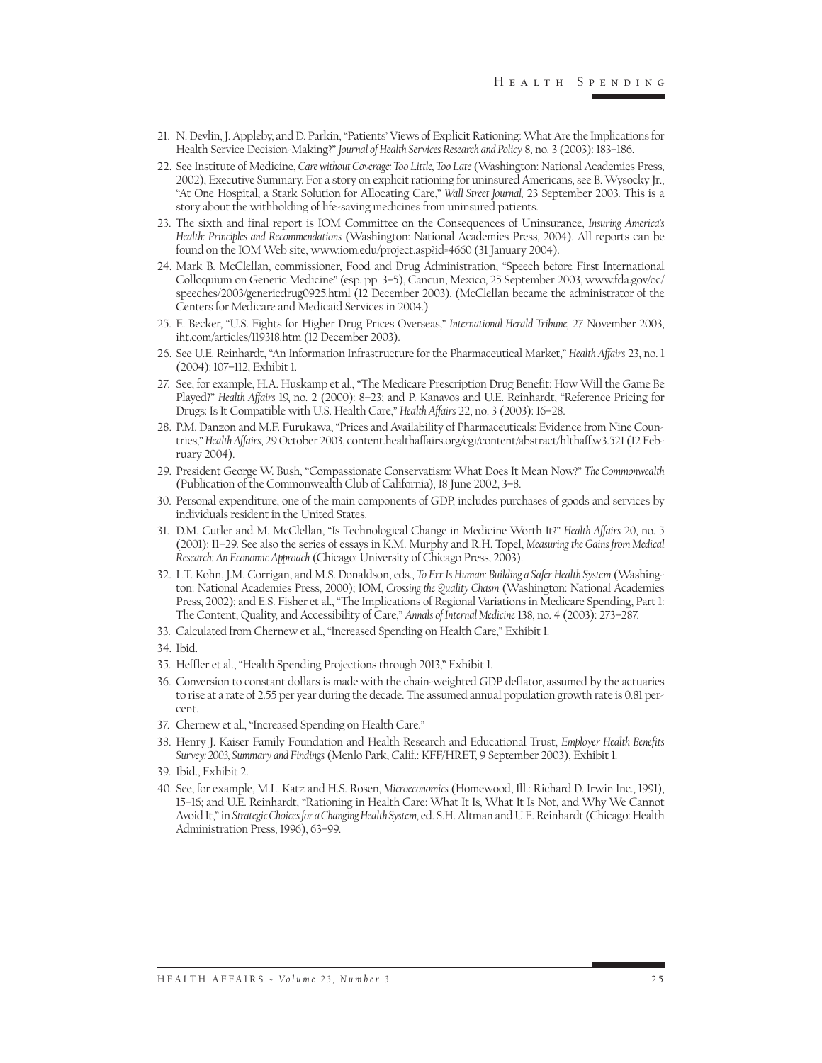21. N. Devlin, J. Appleby, and D. Parkin, "Patients' Views of Explicit Rationing: What Are the Implications for Health Service Decision-Making?" *Journal of Health Services Research and Policy* 8, no. 3 (2003): 183–186.
22. See Institute of Medicine, *Care without Coverage: Too Little, Too Late* (Washington: National Academies Press, 2002), Executive Summary. For a story on explicit rationing for uninsured Americans, see B. Wysocky Jr., "At One Hospital, a Stark Solution for Allocating Care," *Wall Street Journal*, 23 September 2003. This is a story about the withholding of life-saving medicines from uninsured patients.
23. The sixth and final report is IOM Committee on the Consequences of Uninsurance, *Insuring America's Health: Principles and Recommendations* (Washington: National Academies Press, 2004). All reports can be found on the IOM Web site, www.iom.edu/project.asp?id=4660 (31 January 2004).
24. Mark B. McClellan, commissioner, Food and Drug Administration, "Speech before First International Colloquium on Generic Medicine" (esp. pp. 3–5), Cancun, Mexico, 25 September 2003, www.fda.gov/oc/speeches/2003/genericdrug0925.html (12 December 2003). (McClellan became the administrator of the Centers for Medicare and Medicaid Services in 2004.)
25. E. Becker, "U.S. Fights for Higher Drug Prices Overseas," *International Herald Tribune*, 27 November 2003, iht.com/articles/119318.htm (12 December 2003).
26. See U.E. Reinhardt, "An Information Infrastructure for the Pharmaceutical Market," *Health Affairs* 23, no. 1 (2004): 107–112, Exhibit 1.
27. See, for example, H.A. Huskamp et al., "The Medicare Prescription Drug Benefit: How Will the Game Be Played?" *Health Affairs* 19, no. 2 (2000): 8–23; and P. Kanavos and U.E. Reinhardt, "Reference Pricing for Drugs: Is It Compatible with U.S. Health Care," *Health Affairs* 22, no. 3 (2003): 16–28.
28. P.M. Danzon and M.F. Furukawa, "Prices and Availability of Pharmaceuticals: Evidence from Nine Countries," *Health Affairs*, 29 October 2003, content.healthaffairs.org/cgi/content/abstract/hlthaff.w3.521 (12 February 2004).
29. President George W. Bush, "Compassionate Conservatism: What Does It Mean Now?" *The Commonwealth* (Publication of the Commonwealth Club of California), 18 June 2002, 3–8.
30. Personal expenditure, one of the main components of GDP, includes purchases of goods and services by individuals resident in the United States.
31. D.M. Cutler and M. McClellan, "Is Technological Change in Medicine Worth It?" *Health Affairs* 20, no. 5 (2001): 11–29. See also the series of essays in K.M. Murphy and R.H. Topel, *Measuring the Gains from Medical Research: An Economic Approach* (Chicago: University of Chicago Press, 2003).
32. L.T. Kohn, J.M. Corrigan, and M.S. Donaldson, eds., *To Err Is Human: Building a Safer Health System* (Washington: National Academies Press, 2000); IOM, *Crossing the Quality Chasm* (Washington: National Academies Press, 2002); and E.S. Fisher et al., "The Implications of Regional Variations in Medicare Spending, Part 1: The Content, Quality, and Accessibility of Care," *Annals of Internal Medicine* 138, no. 4 (2003): 273–287.
33. Calculated from Chernew et al., "Increased Spending on Health Care," Exhibit 1.
34. Ibid.
35. Heffler et al., "Health Spending Projections through 2013," Exhibit 1.
36. Conversion to constant dollars is made with the chain-weighted GDP deflator, assumed by the actuaries to rise at a rate of 2.55 per year during the decade. The assumed annual population growth rate is 0.81 percent.
37. Chernew et al., "Increased Spending on Health Care."
38. Henry J. Kaiser Family Foundation and Health Research and Educational Trust, *Employer Health Benefits Survey: 2003, Summary and Findings* (Menlo Park, Calif.: KFF/HRET, 9 September 2003), Exhibit 1.
39. Ibid., Exhibit 2.
40. See, for example, M.L. Katz and H.S. Rosen, *Microeconomics* (Homewood, Ill.: Richard D. Irwin Inc., 1991), 15–16; and U.E. Reinhardt, "Rationing in Health Care: What It Is, What It Is Not, and Why We Cannot Avoid It," in *Strategic Choices for a Changing Health System*, ed. S.H. Altman and U.E. Reinhardt (Chicago: Health Administration Press, 1996), 63–99.